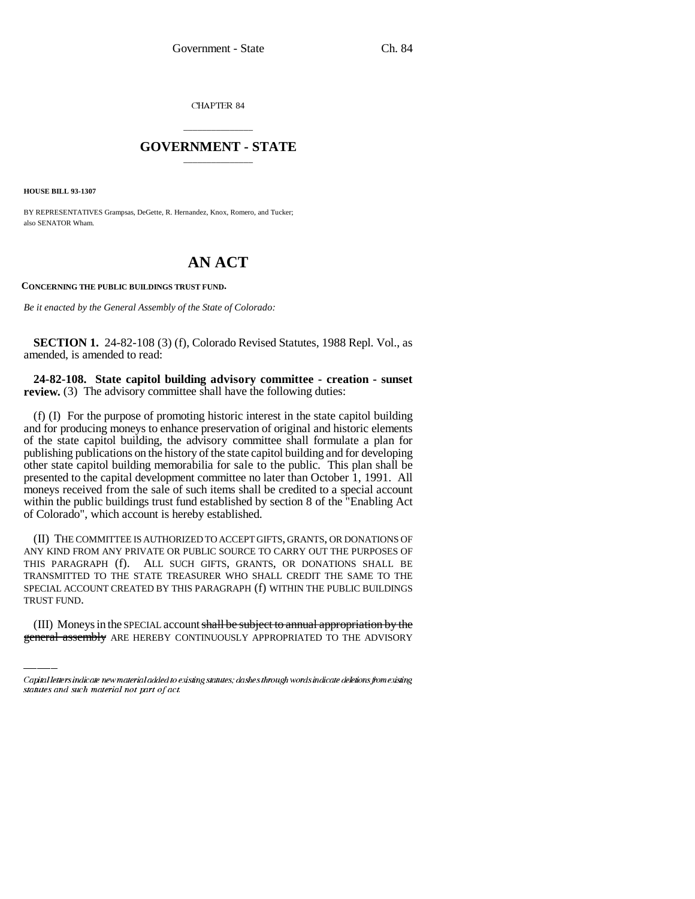CHAPTER 84

# GOVERNMENT - STATE

**HOUSE BILL 93-1307**

BY REPRESENTATIVES Grampsas, DeGette, R. Hernandez, Knox, Romero, and Tucker;
also SENATOR Wham.

# AN ACT

**CONCERNING THE PUBLIC BUILDINGS TRUST FUND.**

*Be it enacted by the General Assembly of the State of Colorado:*

**SECTION 1.** 24-82-108 (3) (f), Colorado Revised Statutes, 1988 Repl. Vol., as amended, is amended to read:

**24-82-108. State capitol building advisory committee - creation - sunset review.** (3) The advisory committee shall have the following duties:

(f) (I) For the purpose of promoting historic interest in the state capitol building and for producing moneys to enhance preservation of original and historic elements of the state capitol building, the advisory committee shall formulate a plan for publishing publications on the history of the state capitol building and for developing other state capitol building memorabilia for sale to the public. This plan shall be presented to the capital development committee no later than October 1, 1991. All moneys received from the sale of such items shall be credited to a special account within the public buildings trust fund established by section 8 of the "Enabling Act of Colorado", which account is hereby established.

(II) THE COMMITTEE IS AUTHORIZED TO ACCEPT GIFTS, GRANTS, OR DONATIONS OF ANY KIND FROM ANY PRIVATE OR PUBLIC SOURCE TO CARRY OUT THE PURPOSES OF THIS PARAGRAPH (f). ALL SUCH GIFTS, GRANTS, OR DONATIONS SHALL BE TRANSMITTED TO THE STATE TREASURER WHO SHALL CREDIT THE SAME TO THE SPECIAL ACCOUNT CREATED BY THIS PARAGRAPH (f) WITHIN THE PUBLIC BUILDINGS TRUST FUND.

(III) Moneys in the SPECIAL account ~~shall be subject to annual appropriation by the general assembly~~ ARE HEREBY CONTINUOUSLY APPROPRIATED TO THE ADVISORY

*Capital letters indicate new material added to existing statutes; dashes through words indicate deletions from existing statutes and such material not part of act.*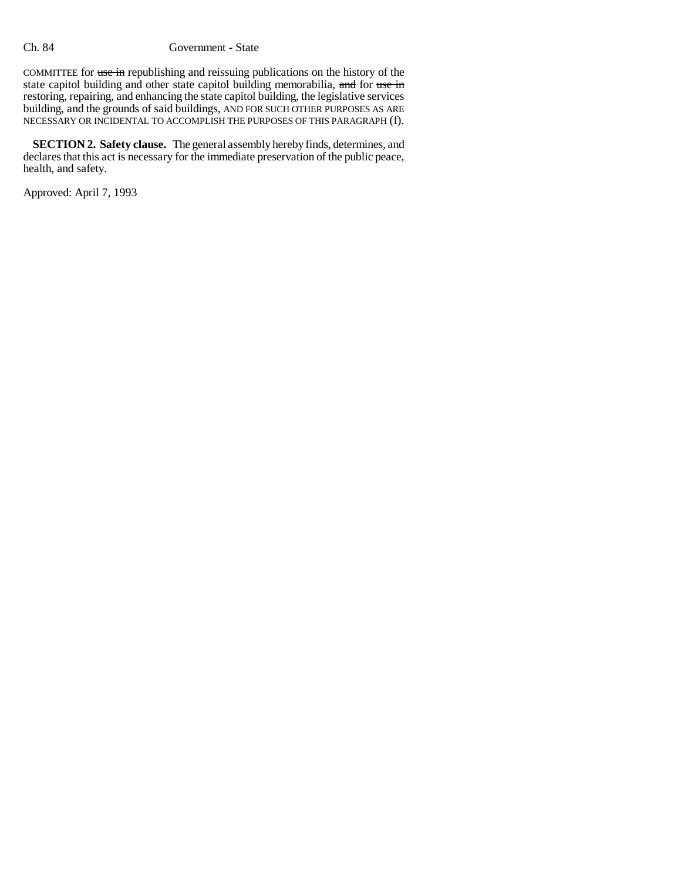COMMITTEE for ~~use in~~ republishing and reissuing publications on the history of the state capitol building and other state capitol building memorabilia, ~~and~~ for ~~use in~~ restoring, repairing, and enhancing the state capitol building, the legislative services building, and the grounds of said buildings, AND FOR SUCH OTHER PURPOSES AS ARE NECESSARY OR INCIDENTAL TO ACCOMPLISH THE PURPOSES OF THIS PARAGRAPH (f).

**SECTION 2. Safety clause.** The general assembly hereby finds, determines, and declares that this act is necessary for the immediate preservation of the public peace, health, and safety.

Approved: April 7, 1993